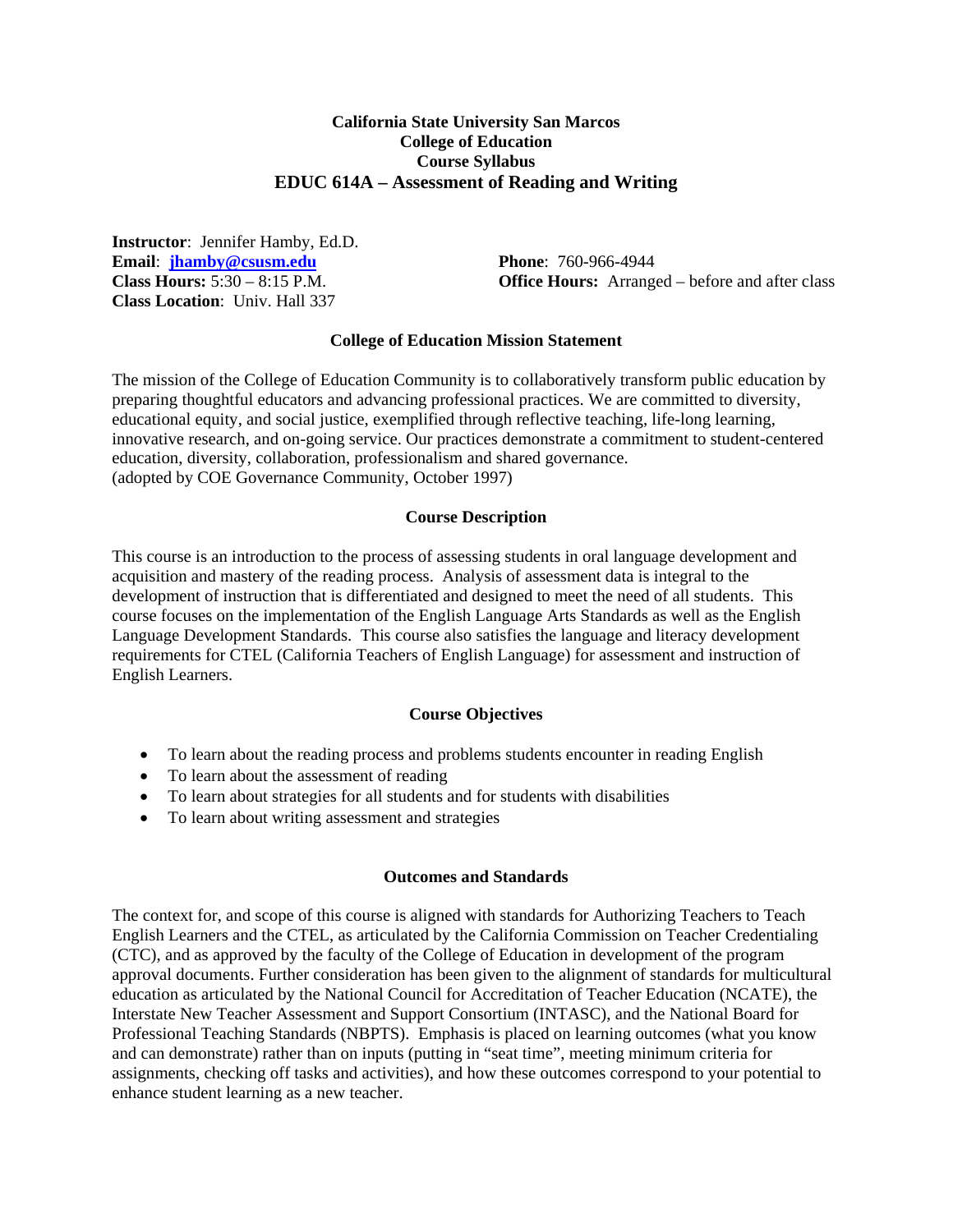# California State University San Marcos
# College of Education
# Course Syllabus
# EDUC 614A – Assessment of Reading and Writing

**Instructor**: Jennifer Hamby, Ed.D.
**Email**: **jhamby@csusm.edu**
**Phone**: 760-966-4944
**Class Hours:** 5:30 – 8:15 P.M.
**Office Hours:** Arranged – before and after class
**Class Location**: Univ. Hall 337

## College of Education Mission Statement

The mission of the College of Education Community is to collaboratively transform public education by preparing thoughtful educators and advancing professional practices. We are committed to diversity, educational equity, and social justice, exemplified through reflective teaching, life-long learning, innovative research, and on-going service. Our practices demonstrate a commitment to student-centered education, diversity, collaboration, professionalism and shared governance.
(adopted by COE Governance Community, October 1997)

## Course Description

This course is an introduction to the process of assessing students in oral language development and acquisition and mastery of the reading process. Analysis of assessment data is integral to the development of instruction that is differentiated and designed to meet the need of all students. This course focuses on the implementation of the English Language Arts Standards as well as the English Language Development Standards. This course also satisfies the language and literacy development requirements for CTEL (California Teachers of English Language) for assessment and instruction of English Learners.

## Course Objectives

- To learn about the reading process and problems students encounter in reading English
- To learn about the assessment of reading
- To learn about strategies for all students and for students with disabilities
- To learn about writing assessment and strategies

## Outcomes and Standards

The context for, and scope of this course is aligned with standards for Authorizing Teachers to Teach English Learners and the CTEL, as articulated by the California Commission on Teacher Credentialing (CTC), and as approved by the faculty of the College of Education in development of the program approval documents. Further consideration has been given to the alignment of standards for multicultural education as articulated by the National Council for Accreditation of Teacher Education (NCATE), the Interstate New Teacher Assessment and Support Consortium (INTASC), and the National Board for Professional Teaching Standards (NBPTS). Emphasis is placed on learning outcomes (what you know and can demonstrate) rather than on inputs (putting in "seat time", meeting minimum criteria for assignments, checking off tasks and activities), and how these outcomes correspond to your potential to enhance student learning as a new teacher.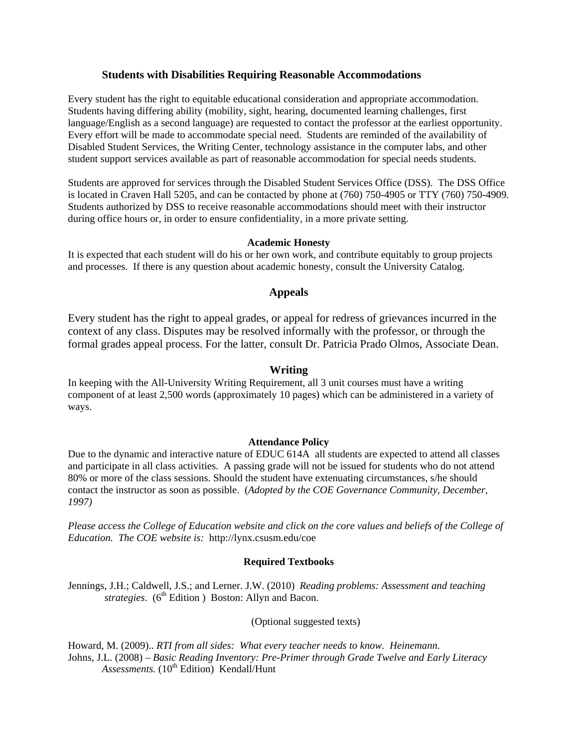## Students with Disabilities Requiring Reasonable Accommodations

Every student has the right to equitable educational consideration and appropriate accommodation. Students having differing ability (mobility, sight, hearing, documented learning challenges, first language/English as a second language) are requested to contact the professor at the earliest opportunity. Every effort will be made to accommodate special need. Students are reminded of the availability of Disabled Student Services, the Writing Center, technology assistance in the computer labs, and other student support services available as part of reasonable accommodation for special needs students.

Students are approved for services through the Disabled Student Services Office (DSS). The DSS Office is located in Craven Hall 5205, and can be contacted by phone at (760) 750-4905 or TTY (760) 750-4909. Students authorized by DSS to receive reasonable accommodations should meet with their instructor during office hours or, in order to ensure confidentiality, in a more private setting.

## Academic Honesty

It is expected that each student will do his or her own work, and contribute equitably to group projects and processes. If there is any question about academic honesty, consult the University Catalog.

## Appeals

Every student has the right to appeal grades, or appeal for redress of grievances incurred in the context of any class. Disputes may be resolved informally with the professor, or through the formal grades appeal process. For the latter, consult Dr. Patricia Prado Olmos, Associate Dean.

## Writing

In keeping with the All-University Writing Requirement, all 3 unit courses must have a writing component of at least 2,500 words (approximately 10 pages) which can be administered in a variety of ways.

## Attendance Policy

Due to the dynamic and interactive nature of EDUC 614A all students are expected to attend all classes and participate in all class activities. A passing grade will not be issued for students who do not attend 80% or more of the class sessions. Should the student have extenuating circumstances, s/he should contact the instructor as soon as possible. (*Adopted by the COE Governance Community, December, 1997)*

*Please access the College of Education website and click on the core values and beliefs of the College of Education. The COE website is:* http://lynx.csusm.edu/coe

## Required Textbooks

Jennings, J.H.; Caldwell, J.S.; and Lerner. J.W. (2010) *Reading problems: Assessment and teaching strategies*. (6th Edition ) Boston: Allyn and Bacon.

(Optional suggested texts)

Howard, M. (2009).. *RTI from all sides: What every teacher needs to know. Heinemann.*

Johns, J.L. (2008) – *Basic Reading Inventory: Pre-Primer through Grade Twelve and Early Literacy Assessments.* (10th Edition) Kendall/Hunt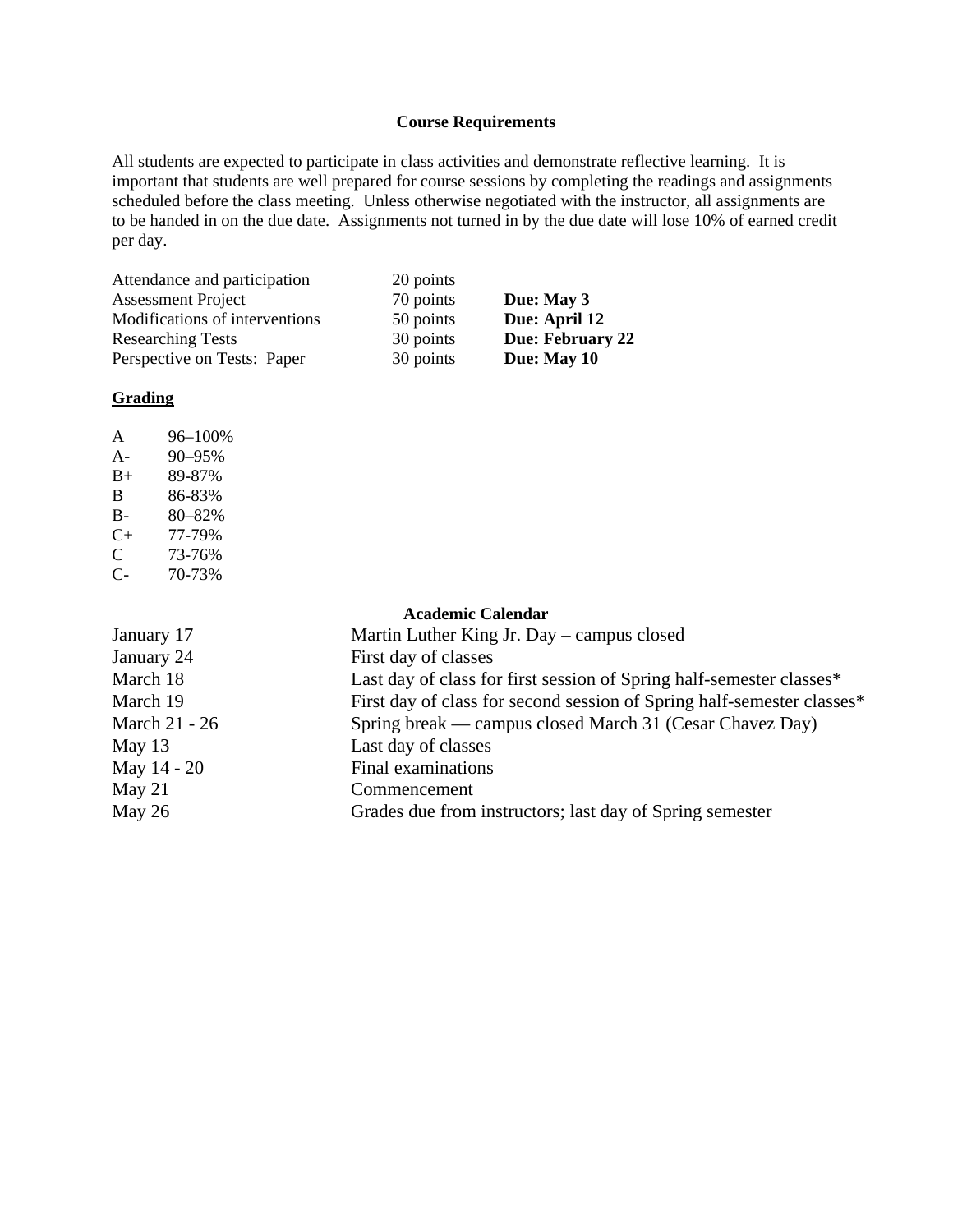## Course Requirements

All students are expected to participate in class activities and demonstrate reflective learning. It is important that students are well prepared for course sessions by completing the readings and assignments scheduled before the class meeting. Unless otherwise negotiated with the instructor, all assignments are to be handed in on the due date. Assignments not turned in by the due date will lose 10% of earned credit per day.

| | | |
|---|---|---|
| Attendance and participation | 20 points | |
| Assessment Project | 70 points | **Due: May 3** |
| Modifications of interventions | 50 points | **Due: April 12** |
| Researching Tests | 30 points | **Due: February 22** |
| Perspective on Tests: Paper | 30 points | **Due: May 10** |

**Grading**

| | |
|---|---|
| A | 96–100% |
| A- | 90–95% |
| B+ | 89-87% |
| B | 86-83% |
| B- | 80–82% |
| C+ | 77-79% |
| C | 73-76% |
| C- | 70-73% |

## Academic Calendar

| | |
|---|---|
| January 17 | Martin Luther King Jr. Day – campus closed |
| January 24 | First day of classes |
| March 18 | Last day of class for first session of Spring half-semester classes* |
| March 19 | First day of class for second session of Spring half-semester classes* |
| March 21 - 26 | Spring break — campus closed March 31 (Cesar Chavez Day) |
| May 13 | Last day of classes |
| May 14 - 20 | Final examinations |
| May 21 | Commencement |
| May 26 | Grades due from instructors; last day of Spring semester |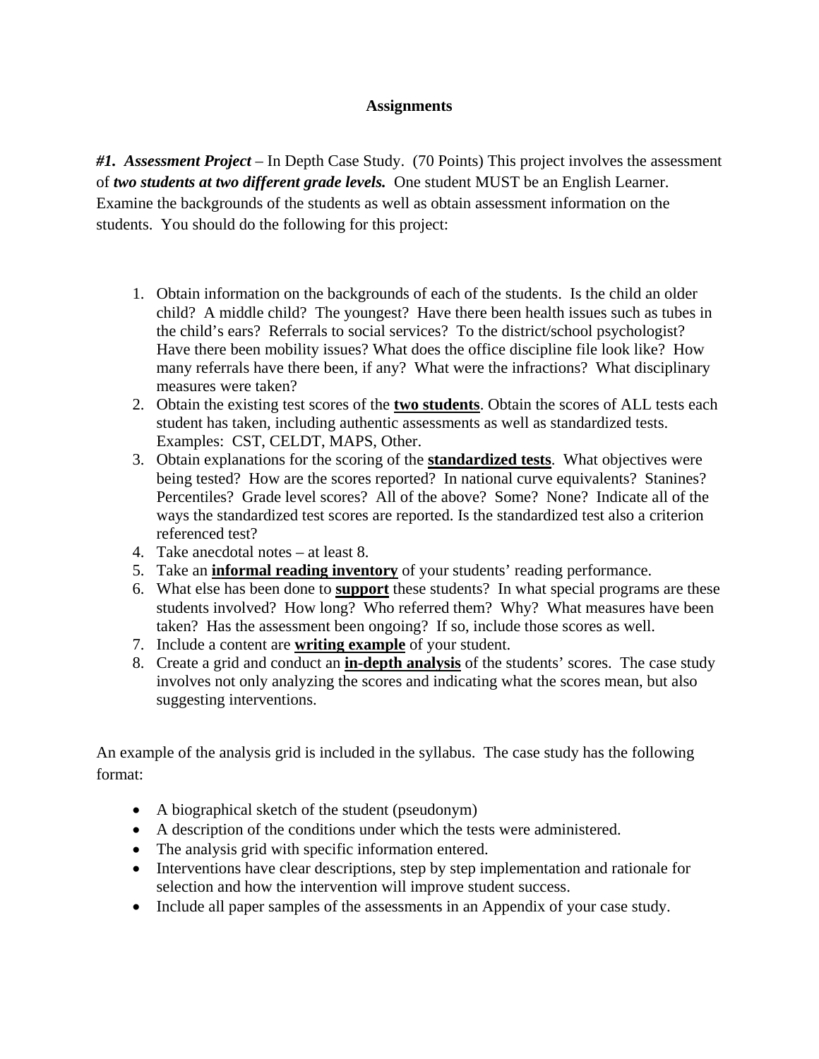## Assignments

***#1. Assessment Project*** – In Depth Case Study. (70 Points) This project involves the assessment of ***two students at two different grade levels.*** One student MUST be an English Learner. Examine the backgrounds of the students as well as obtain assessment information on the students. You should do the following for this project:

1. Obtain information on the backgrounds of each of the students. Is the child an older child? A middle child? The youngest? Have there been health issues such as tubes in the child's ears? Referrals to social services? To the district/school psychologist? Have there been mobility issues? What does the office discipline file look like? How many referrals have there been, if any? What were the infractions? What disciplinary measures were taken?
2. Obtain the existing test scores of the **two students**. Obtain the scores of ALL tests each student has taken, including authentic assessments as well as standardized tests. Examples: CST, CELDT, MAPS, Other.
3. Obtain explanations for the scoring of the **standardized tests**. What objectives were being tested? How are the scores reported? In national curve equivalents? Stanines? Percentiles? Grade level scores? All of the above? Some? None? Indicate all of the ways the standardized test scores are reported. Is the standardized test also a criterion referenced test?
4. Take anecdotal notes – at least 8.
5. Take an **informal reading inventory** of your students' reading performance.
6. What else has been done to **support** these students? In what special programs are these students involved? How long? Who referred them? Why? What measures have been taken? Has the assessment been ongoing? If so, include those scores as well.
7. Include a content are **writing example** of your student.
8. Create a grid and conduct an **in-depth analysis** of the students' scores. The case study involves not only analyzing the scores and indicating what the scores mean, but also suggesting interventions.

An example of the analysis grid is included in the syllabus. The case study has the following format:

- A biographical sketch of the student (pseudonym)
- A description of the conditions under which the tests were administered.
- The analysis grid with specific information entered.
- Interventions have clear descriptions, step by step implementation and rationale for selection and how the intervention will improve student success.
- Include all paper samples of the assessments in an Appendix of your case study.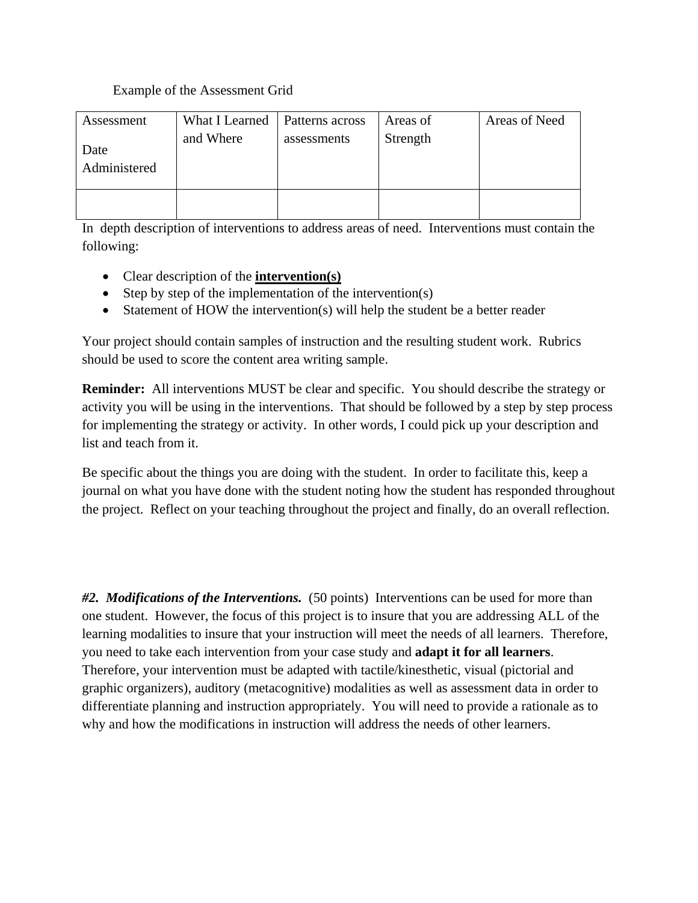Example of the Assessment Grid

| Assessment<br><br>Date Administered | What I Learned and Where | Patterns across assessments | Areas of Strength | Areas of Need |
|---|---|---|---|---|
| | | | | |

In depth description of interventions to address areas of need. Interventions must contain the following:

- Clear description of the **<u>intervention(s)</u>**
- Step by step of the implementation of the intervention(s)
- Statement of HOW the intervention(s) will help the student be a better reader

Your project should contain samples of instruction and the resulting student work. Rubrics should be used to score the content area writing sample.

**Reminder:** All interventions MUST be clear and specific. You should describe the strategy or activity you will be using in the interventions. That should be followed by a step by step process for implementing the strategy or activity. In other words, I could pick up your description and list and teach from it.

Be specific about the things you are doing with the student. In order to facilitate this, keep a journal on what you have done with the student noting how the student has responded throughout the project. Reflect on your teaching throughout the project and finally, do an overall reflection.

***#2. Modifications of the Interventions.*** (50 points) Interventions can be used for more than one student. However, the focus of this project is to insure that you are addressing ALL of the learning modalities to insure that your instruction will meet the needs of all learners. Therefore, you need to take each intervention from your case study and **adapt it for all learners**. Therefore, your intervention must be adapted with tactile/kinesthetic, visual (pictorial and graphic organizers), auditory (metacognitive) modalities as well as assessment data in order to differentiate planning and instruction appropriately. You will need to provide a rationale as to why and how the modifications in instruction will address the needs of other learners.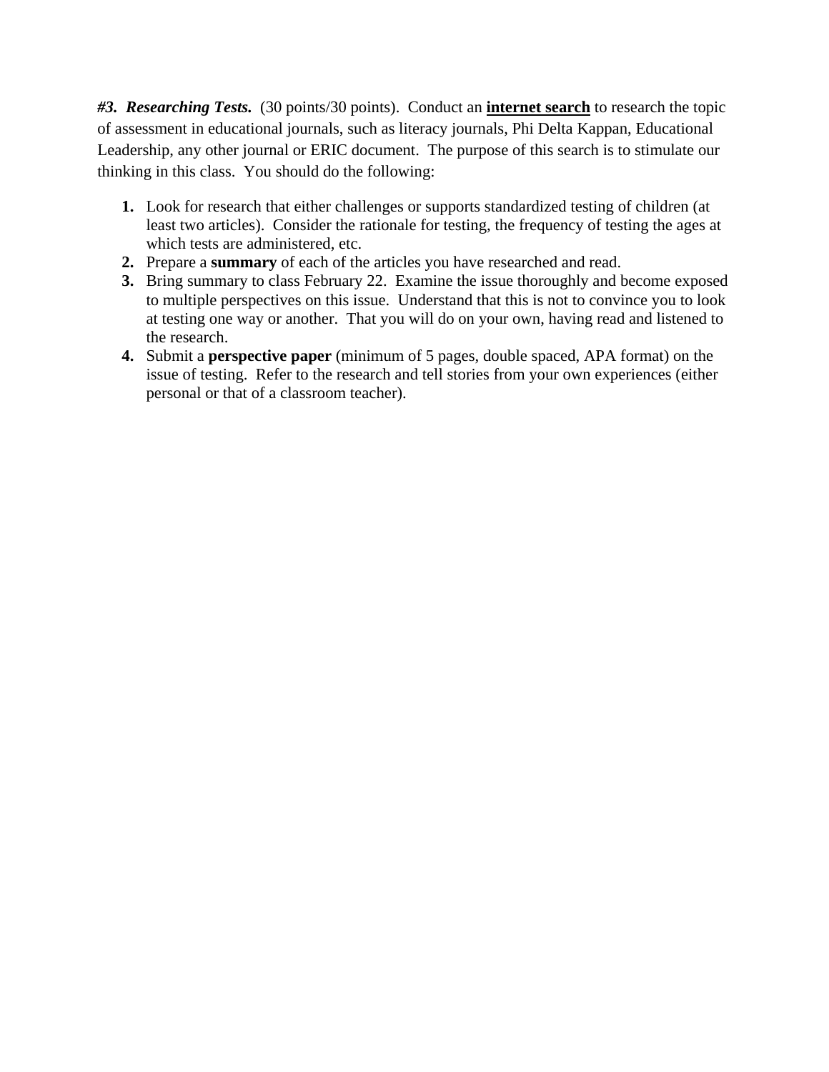***#3. Researching Tests.*** (30 points/30 points). Conduct an **<u>internet search</u>** to research the topic of assessment in educational journals, such as literacy journals, Phi Delta Kappan, Educational Leadership, any other journal or ERIC document. The purpose of this search is to stimulate our thinking in this class. You should do the following:

1. Look for research that either challenges or supports standardized testing of children (at least two articles). Consider the rationale for testing, the frequency of testing the ages at which tests are administered, etc.
2. Prepare a **summary** of each of the articles you have researched and read.
3. Bring summary to class February 22. Examine the issue thoroughly and become exposed to multiple perspectives on this issue. Understand that this is not to convince you to look at testing one way or another. That you will do on your own, having read and listened to the research.
4. Submit a **perspective paper** (minimum of 5 pages, double spaced, APA format) on the issue of testing. Refer to the research and tell stories from your own experiences (either personal or that of a classroom teacher).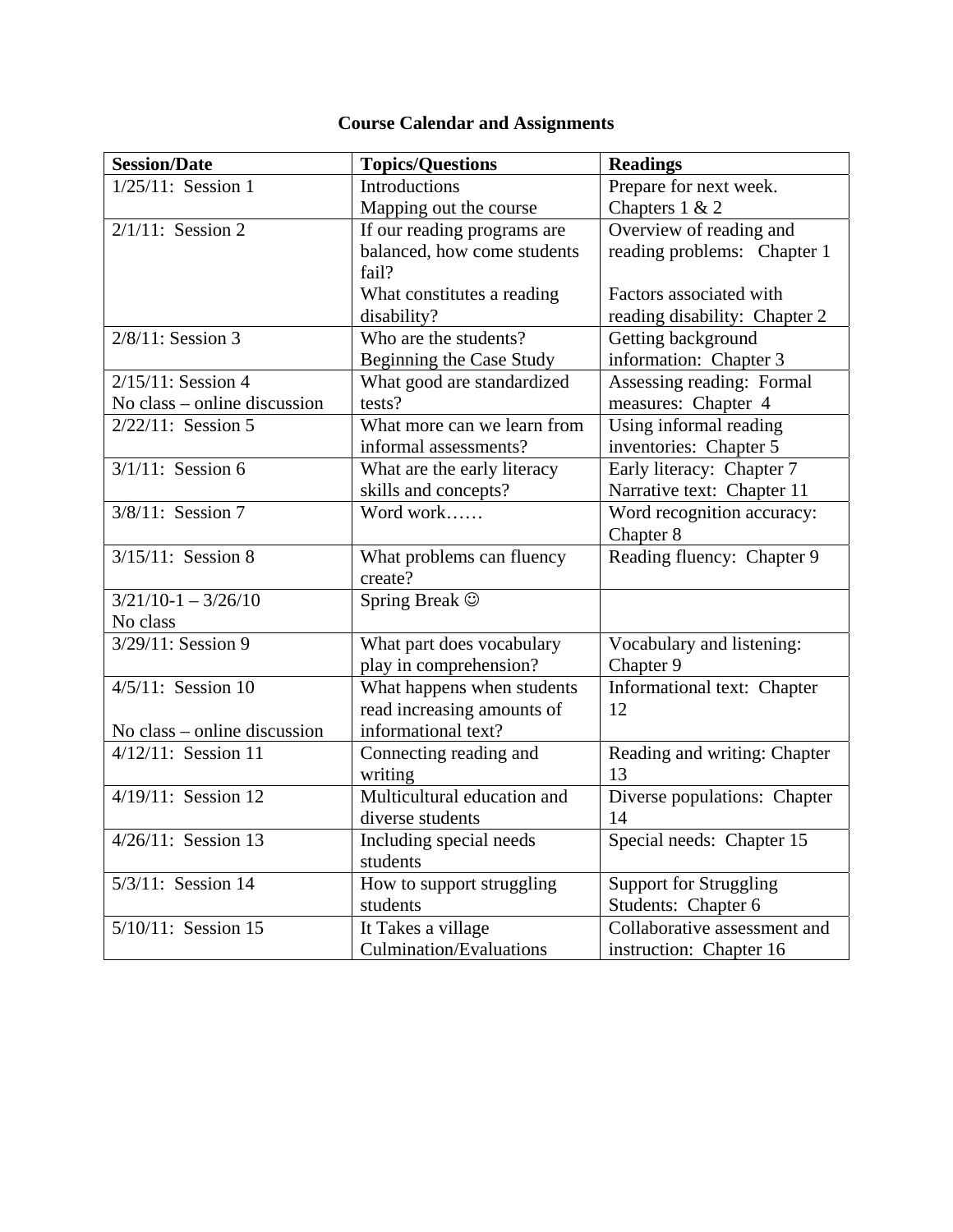## Course Calendar and Assignments

| Session/Date | Topics/Questions | Readings |
|---|---|---|
| 1/25/11: Session 1 | Introductions<br>Mapping out the course | Prepare for next week.<br>Chapters 1 & 2 |
| 2/1/11: Session 2 | If our reading programs are balanced, how come students fail?<br>What constitutes a reading disability? | Overview of reading and reading problems: Chapter 1<br><br>Factors associated with reading disability: Chapter 2 |
| 2/8/11: Session 3 | Who are the students?<br>Beginning the Case Study | Getting background information: Chapter 3 |
| 2/15/11: Session 4<br>No class – online discussion | What good are standardized tests? | Assessing reading: Formal measures: Chapter 4 |
| 2/22/11: Session 5 | What more can we learn from informal assessments? | Using informal reading inventories: Chapter 5 |
| 3/1/11: Session 6 | What are the early literacy skills and concepts? | Early literacy: Chapter 7<br>Narrative text: Chapter 11 |
| 3/8/11: Session 7 | Word work…… | Word recognition accuracy: Chapter 8 |
| 3/15/11: Session 8 | What problems can fluency create? | Reading fluency: Chapter 9 |
| 3/21/10-1 – 3/26/10<br>No class | Spring Break ☺ | |
| 3/29/11: Session 9 | What part does vocabulary play in comprehension? | Vocabulary and listening: Chapter 9 |
| 4/5/11: Session 10<br><br>No class – online discussion | What happens when students read increasing amounts of informational text? | Informational text: Chapter 12 |
| 4/12/11: Session 11 | Connecting reading and writing | Reading and writing: Chapter 13 |
| 4/19/11: Session 12 | Multicultural education and diverse students | Diverse populations: Chapter 14 |
| 4/26/11: Session 13 | Including special needs students | Special needs: Chapter 15 |
| 5/3/11: Session 14 | How to support struggling students | Support for Struggling Students: Chapter 6 |
| 5/10/11: Session 15 | It Takes a village<br>Culmination/Evaluations | Collaborative assessment and instruction: Chapter 16 |